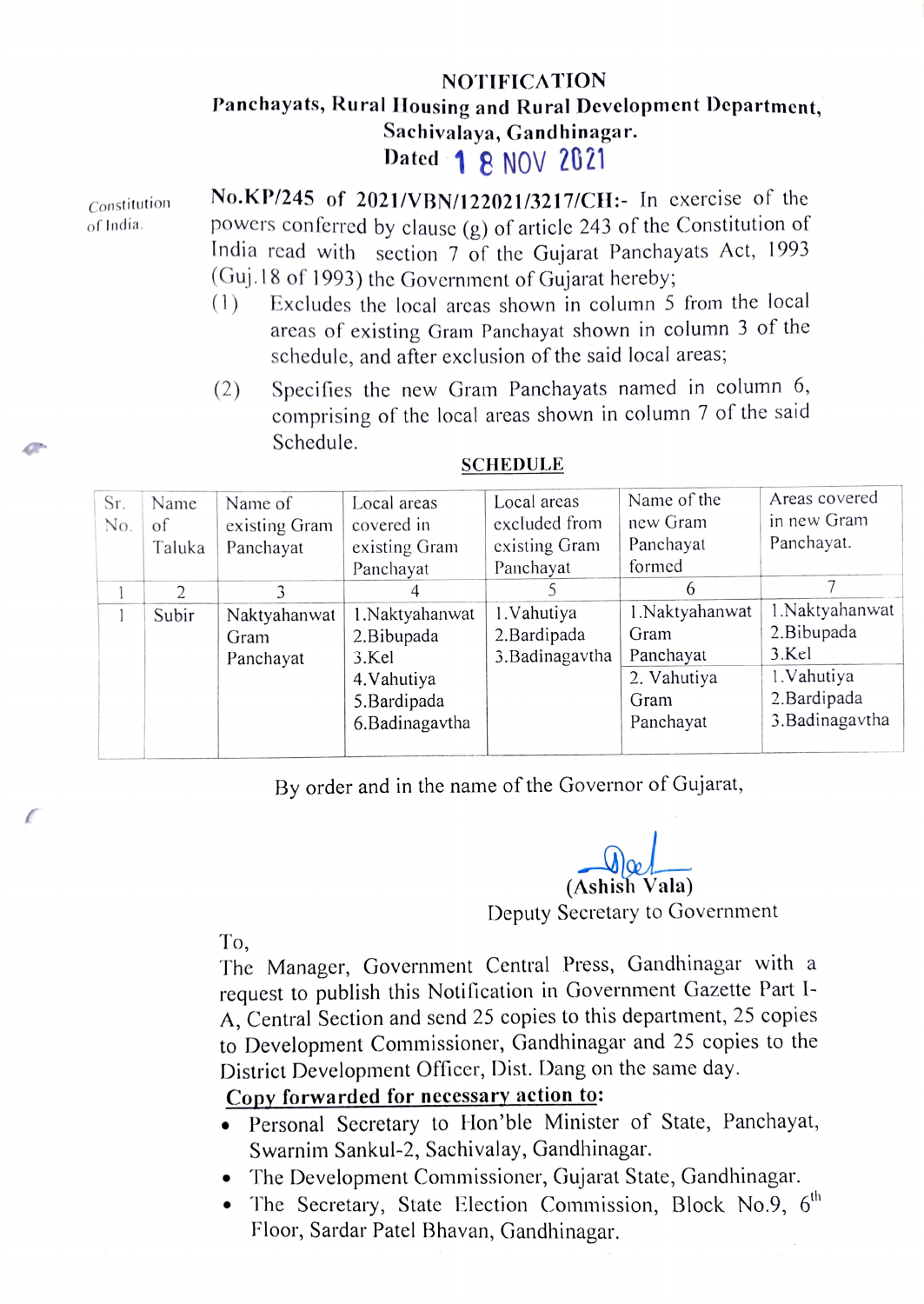# NOTIFICATION

**Panchayats, Rural Housing and Rural Development Department,**
**Sachivalaya, Gandhinagar.**
**Dated** 18 NOV 2021

Constitution of India.

**No.KP/245 of 2021/VBN/122021/3217/CH:-** In exercise of the powers conferred by clause (g) of article 243 of the Constitution of India read with section 7 of the Gujarat Panchayats Act, 1993 (Guj.18 of 1993) the Government of Gujarat hereby;

(1) Excludes the local areas shown in column 5 from the local areas of existing Gram Panchayat shown in column 3 of the schedule, and after exclusion of the said local areas;

(2) Specifies the new Gram Panchayats named in column 6, comprising of the local areas shown in column 7 of the said Schedule.

**SCHEDULE**

| Sr. No. | Name of Taluka | Name of existing Gram Panchayat | Local areas covered in existing Gram Panchayat | Local areas excluded from existing Gram Panchayat | Name of the new Gram Panchayat formed | Areas covered in new Gram Panchayat. |
|---|---|---|---|---|---|---|
| 1 | 2 | 3 | 4 | 5 | 6 | 7 |
| 1 | Subir | Naktyahanwat Gram Panchayat | 1.Naktyahanwat<br>2.Bibupada<br>3.Kel<br>4.Vahutiya<br>5.Bardipada<br>6.Badinagavtha | 1.Vahutiya<br>2.Bardipada<br>3.Badinagavtha | 1.Naktyahanwat Gram Panchayat | 1.Naktyahanwat<br>2.Bibupada<br>3.Kel |
| | | | | | 2. Vahutiya Gram Panchayat | 1.Vahutiya<br>2.Bardipada<br>3.Badinagavtha |

By order and in the name of the Governor of Gujarat,

(Ashish Vala)
Deputy Secretary to Government

To,
The Manager, Government Central Press, Gandhinagar with a request to publish this Notification in Government Gazette Part I-A, Central Section and send 25 copies to this department, 25 copies to Development Commissioner, Gandhinagar and 25 copies to the District Development Officer, Dist. Dang on the same day.

**Copy forwarded for necessary action to:**

- Personal Secretary to Hon'ble Minister of State, Panchayat, Swarnim Sankul-2, Sachivalay, Gandhinagar.
- The Development Commissioner, Gujarat State, Gandhinagar.
- The Secretary, State Election Commission, Block No.9, 6th Floor, Sardar Patel Bhavan, Gandhinagar.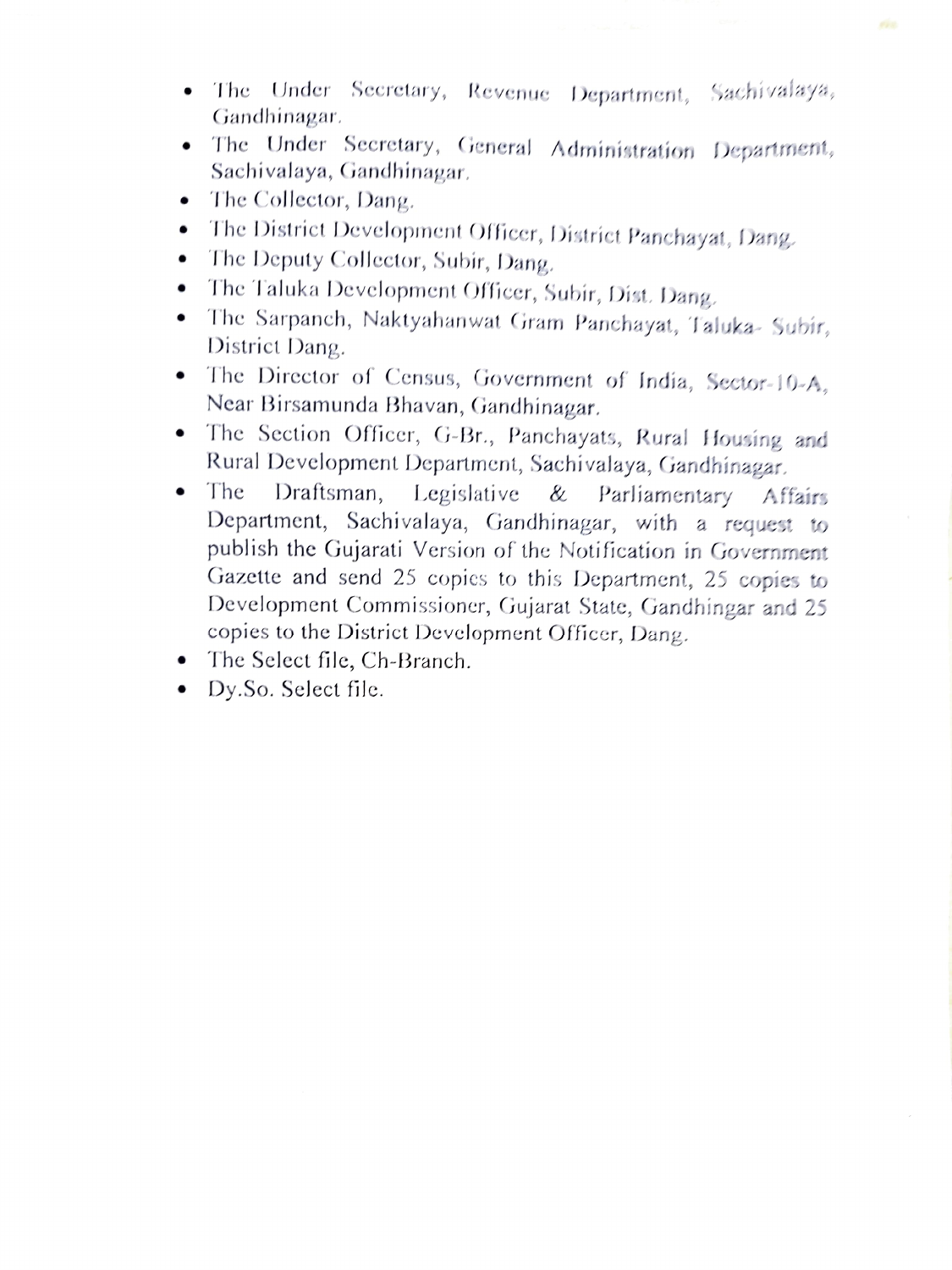- The Under Secretary, Revenue Department, Sachivalaya, Gandhinagar.
- The Under Secretary, General Administration Department, Sachivalaya, Gandhinagar.
- The Collector, Dang.
- The District Development Officer, District Panchayat, Dang.
- The Deputy Collector, Subir, Dang.
- The Taluka Development Officer, Subir, Dist. Dang.
- The Sarpanch, Naktyahanwat Gram Panchayat, Taluka- Subir, District Dang.
- The Director of Census, Government of India, Sector-10-A, Near Birsamunda Bhavan, Gandhinagar.
- The Section Officer, G-Br., Panchayats, Rural Housing and Rural Development Department, Sachivalaya, Gandhinagar.
- The Draftsman, Legislative & Parliamentary Affairs Department, Sachivalaya, Gandhinagar, with a request to publish the Gujarati Version of the Notification in Government Gazette and send 25 copies to this Department, 25 copies to Development Commissioner, Gujarat State, Gandhingar and 25 copies to the District Development Officer, Dang.
- The Select file, Ch-Branch.
- Dy.So. Select file.